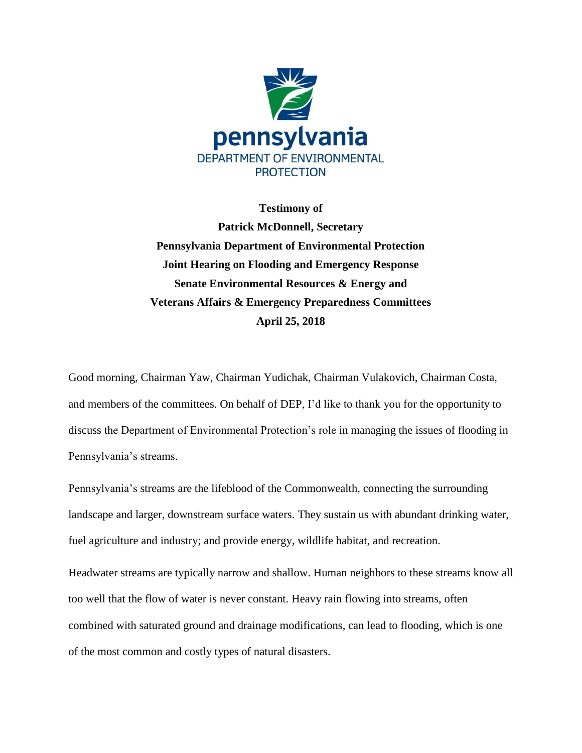pennsylvania
DEPARTMENT OF ENVIRONMENTAL PROTECTION

**Testimony of**
**Patrick McDonnell, Secretary**
**Pennsylvania Department of Environmental Protection**
**Joint Hearing on Flooding and Emergency Response**
**Senate Environmental Resources & Energy and**
**Veterans Affairs & Emergency Preparedness Committees**
**April 25, 2018**

Good morning, Chairman Yaw, Chairman Yudichak, Chairman Vulakovich, Chairman Costa, and members of the committees. On behalf of DEP, I'd like to thank you for the opportunity to discuss the Department of Environmental Protection's role in managing the issues of flooding in Pennsylvania's streams.

Pennsylvania's streams are the lifeblood of the Commonwealth, connecting the surrounding landscape and larger, downstream surface waters. They sustain us with abundant drinking water, fuel agriculture and industry; and provide energy, wildlife habitat, and recreation.

Headwater streams are typically narrow and shallow. Human neighbors to these streams know all too well that the flow of water is never constant. Heavy rain flowing into streams, often combined with saturated ground and drainage modifications, can lead to flooding, which is one of the most common and costly types of natural disasters.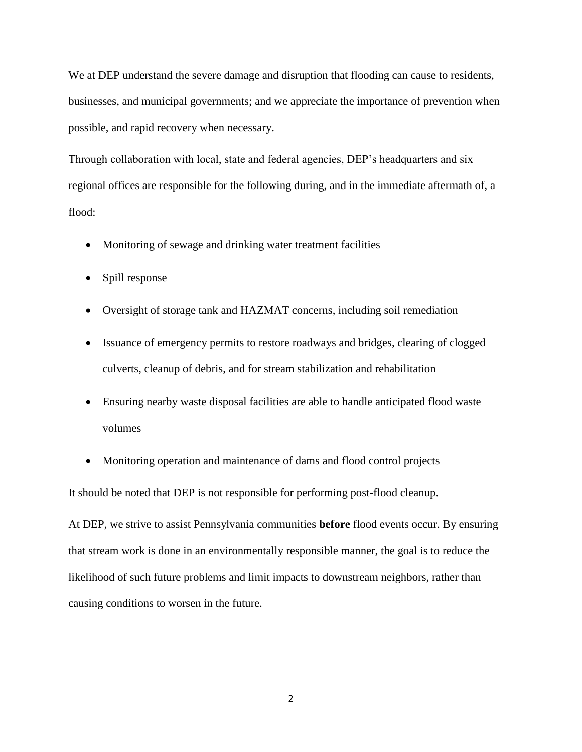We at DEP understand the severe damage and disruption that flooding can cause to residents, businesses, and municipal governments; and we appreciate the importance of prevention when possible, and rapid recovery when necessary.

Through collaboration with local, state and federal agencies, DEP's headquarters and six regional offices are responsible for the following during, and in the immediate aftermath of, a flood:

- Monitoring of sewage and drinking water treatment facilities
- Spill response
- Oversight of storage tank and HAZMAT concerns, including soil remediation
- Issuance of emergency permits to restore roadways and bridges, clearing of clogged culverts, cleanup of debris, and for stream stabilization and rehabilitation
- Ensuring nearby waste disposal facilities are able to handle anticipated flood waste volumes
- Monitoring operation and maintenance of dams and flood control projects

It should be noted that DEP is not responsible for performing post-flood cleanup.

At DEP, we strive to assist Pennsylvania communities **before** flood events occur. By ensuring that stream work is done in an environmentally responsible manner, the goal is to reduce the likelihood of such future problems and limit impacts to downstream neighbors, rather than causing conditions to worsen in the future.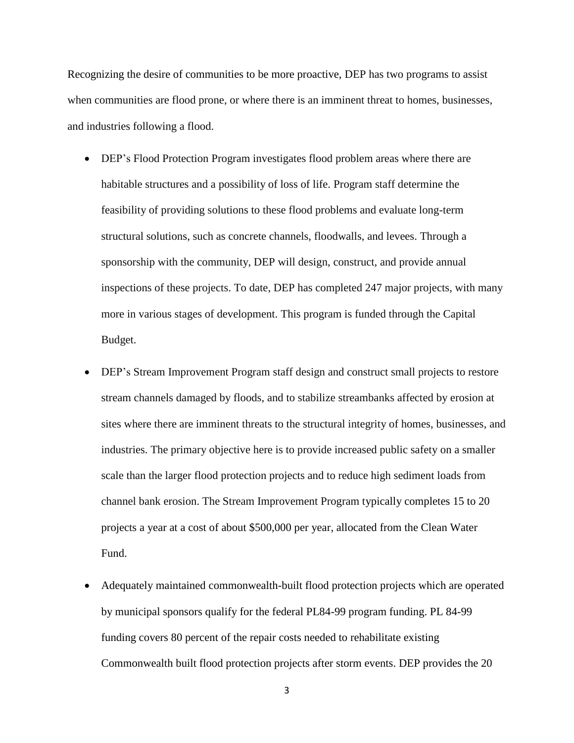Recognizing the desire of communities to be more proactive, DEP has two programs to assist when communities are flood prone, or where there is an imminent threat to homes, businesses, and industries following a flood.

- DEP's Flood Protection Program investigates flood problem areas where there are habitable structures and a possibility of loss of life. Program staff determine the feasibility of providing solutions to these flood problems and evaluate long-term structural solutions, such as concrete channels, floodwalls, and levees. Through a sponsorship with the community, DEP will design, construct, and provide annual inspections of these projects. To date, DEP has completed 247 major projects, with many more in various stages of development. This program is funded through the Capital Budget.

- DEP's Stream Improvement Program staff design and construct small projects to restore stream channels damaged by floods, and to stabilize streambanks affected by erosion at sites where there are imminent threats to the structural integrity of homes, businesses, and industries. The primary objective here is to provide increased public safety on a smaller scale than the larger flood protection projects and to reduce high sediment loads from channel bank erosion. The Stream Improvement Program typically completes 15 to 20 projects a year at a cost of about $500,000 per year, allocated from the Clean Water Fund.

- Adequately maintained commonwealth-built flood protection projects which are operated by municipal sponsors qualify for the federal PL84-99 program funding. PL 84-99 funding covers 80 percent of the repair costs needed to rehabilitate existing Commonwealth built flood protection projects after storm events. DEP provides the 20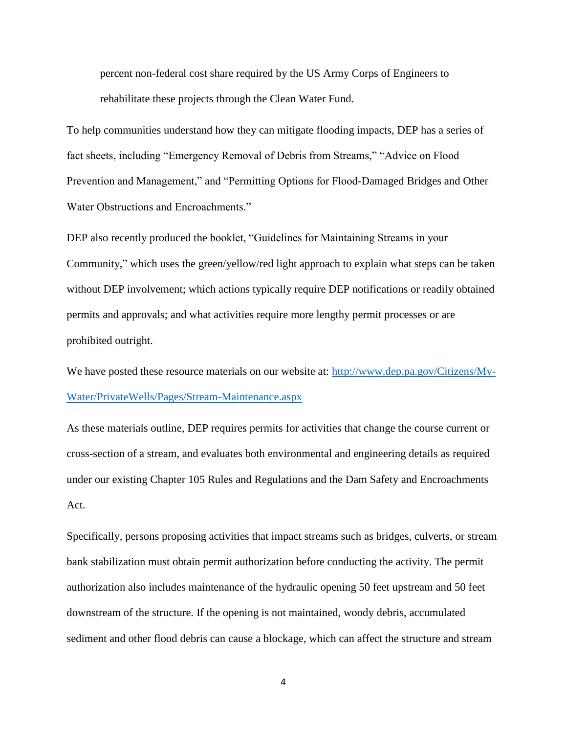percent non-federal cost share required by the US Army Corps of Engineers to rehabilitate these projects through the Clean Water Fund.

To help communities understand how they can mitigate flooding impacts, DEP has a series of fact sheets, including "Emergency Removal of Debris from Streams," "Advice on Flood Prevention and Management," and "Permitting Options for Flood-Damaged Bridges and Other Water Obstructions and Encroachments."

DEP also recently produced the booklet, "Guidelines for Maintaining Streams in your Community," which uses the green/yellow/red light approach to explain what steps can be taken without DEP involvement; which actions typically require DEP notifications or readily obtained permits and approvals; and what activities require more lengthy permit processes or are prohibited outright.

We have posted these resource materials on our website at: [http://www.dep.pa.gov/Citizens/My-Water/PrivateWells/Pages/Stream-Maintenance.aspx](http://www.dep.pa.gov/Citizens/My-Water/PrivateWells/Pages/Stream-Maintenance.aspx)

As these materials outline, DEP requires permits for activities that change the course current or cross-section of a stream, and evaluates both environmental and engineering details as required under our existing Chapter 105 Rules and Regulations and the Dam Safety and Encroachments Act.

Specifically, persons proposing activities that impact streams such as bridges, culverts, or stream bank stabilization must obtain permit authorization before conducting the activity. The permit authorization also includes maintenance of the hydraulic opening 50 feet upstream and 50 feet downstream of the structure. If the opening is not maintained, woody debris, accumulated sediment and other flood debris can cause a blockage, which can affect the structure and stream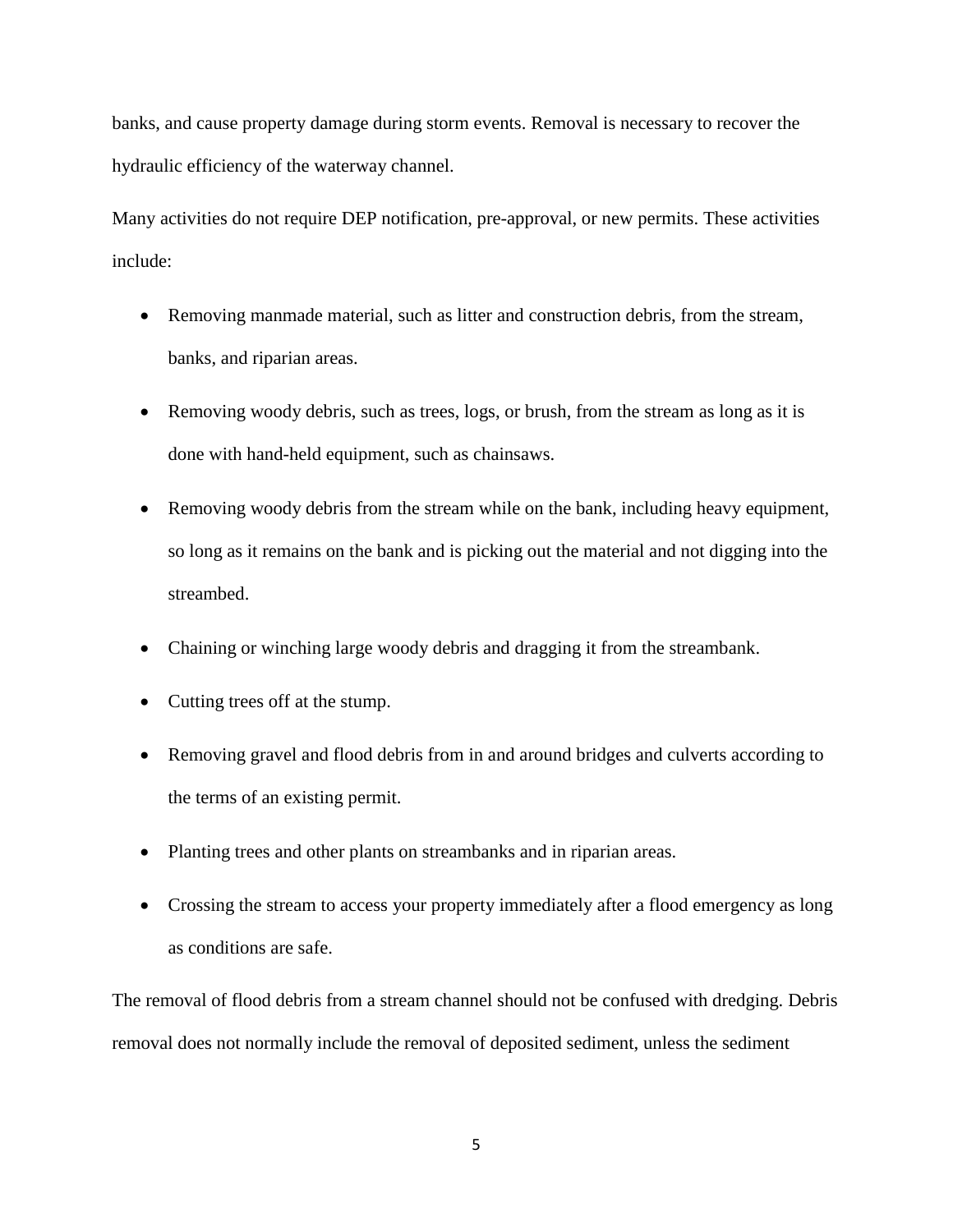banks, and cause property damage during storm events. Removal is necessary to recover the hydraulic efficiency of the waterway channel.

Many activities do not require DEP notification, pre-approval, or new permits. These activities include:

- Removing manmade material, such as litter and construction debris, from the stream, banks, and riparian areas.
- Removing woody debris, such as trees, logs, or brush, from the stream as long as it is done with hand-held equipment, such as chainsaws.
- Removing woody debris from the stream while on the bank, including heavy equipment, so long as it remains on the bank and is picking out the material and not digging into the streambed.
- Chaining or winching large woody debris and dragging it from the streambank.
- Cutting trees off at the stump.
- Removing gravel and flood debris from in and around bridges and culverts according to the terms of an existing permit.
- Planting trees and other plants on streambanks and in riparian areas.
- Crossing the stream to access your property immediately after a flood emergency as long as conditions are safe.

The removal of flood debris from a stream channel should not be confused with dredging. Debris removal does not normally include the removal of deposited sediment, unless the sediment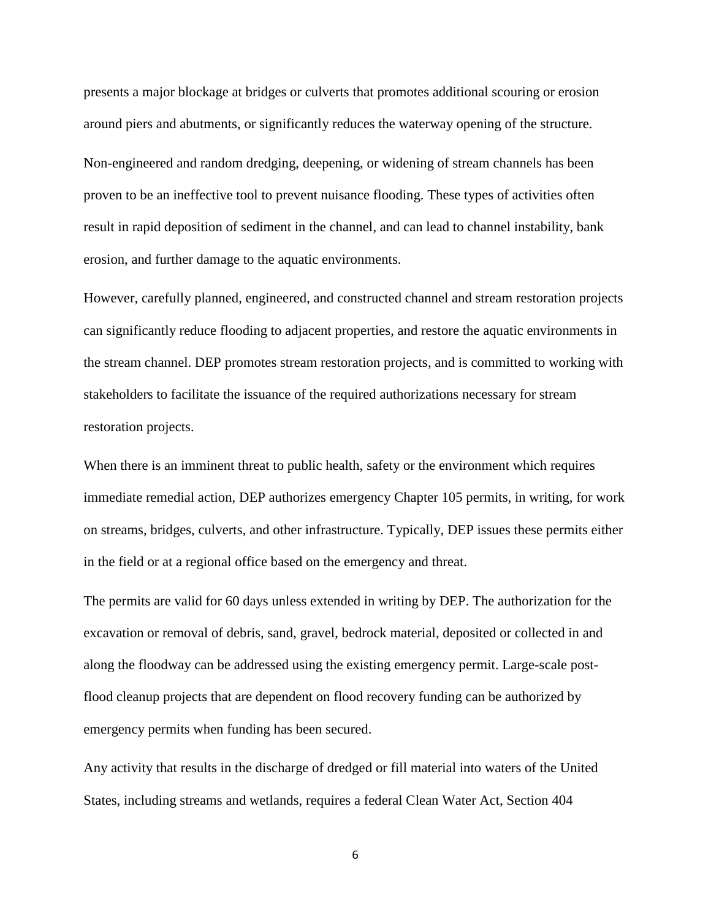presents a major blockage at bridges or culverts that promotes additional scouring or erosion around piers and abutments, or significantly reduces the waterway opening of the structure.

Non-engineered and random dredging, deepening, or widening of stream channels has been proven to be an ineffective tool to prevent nuisance flooding. These types of activities often result in rapid deposition of sediment in the channel, and can lead to channel instability, bank erosion, and further damage to the aquatic environments.

However, carefully planned, engineered, and constructed channel and stream restoration projects can significantly reduce flooding to adjacent properties, and restore the aquatic environments in the stream channel. DEP promotes stream restoration projects, and is committed to working with stakeholders to facilitate the issuance of the required authorizations necessary for stream restoration projects.

When there is an imminent threat to public health, safety or the environment which requires immediate remedial action, DEP authorizes emergency Chapter 105 permits, in writing, for work on streams, bridges, culverts, and other infrastructure. Typically, DEP issues these permits either in the field or at a regional office based on the emergency and threat.

The permits are valid for 60 days unless extended in writing by DEP. The authorization for the excavation or removal of debris, sand, gravel, bedrock material, deposited or collected in and along the floodway can be addressed using the existing emergency permit. Large-scale post-flood cleanup projects that are dependent on flood recovery funding can be authorized by emergency permits when funding has been secured.

Any activity that results in the discharge of dredged or fill material into waters of the United States, including streams and wetlands, requires a federal Clean Water Act, Section 404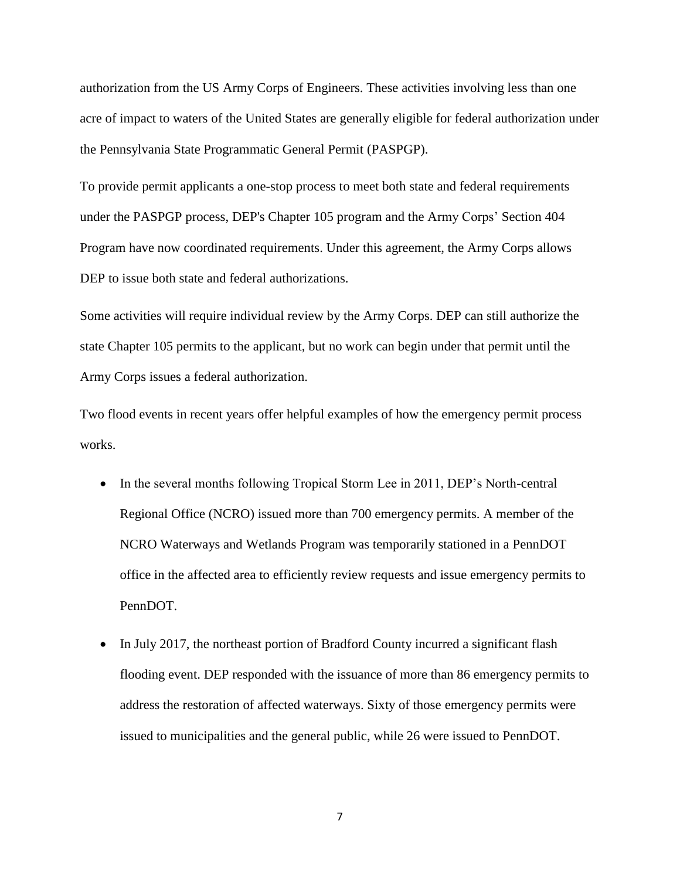authorization from the US Army Corps of Engineers. These activities involving less than one acre of impact to waters of the United States are generally eligible for federal authorization under the Pennsylvania State Programmatic General Permit (PASPGP).

To provide permit applicants a one-stop process to meet both state and federal requirements under the PASPGP process, DEP's Chapter 105 program and the Army Corps' Section 404 Program have now coordinated requirements. Under this agreement, the Army Corps allows DEP to issue both state and federal authorizations.

Some activities will require individual review by the Army Corps. DEP can still authorize the state Chapter 105 permits to the applicant, but no work can begin under that permit until the Army Corps issues a federal authorization.

Two flood events in recent years offer helpful examples of how the emergency permit process works.

- In the several months following Tropical Storm Lee in 2011, DEP's North-central Regional Office (NCRO) issued more than 700 emergency permits. A member of the NCRO Waterways and Wetlands Program was temporarily stationed in a PennDOT office in the affected area to efficiently review requests and issue emergency permits to PennDOT.
- In July 2017, the northeast portion of Bradford County incurred a significant flash flooding event. DEP responded with the issuance of more than 86 emergency permits to address the restoration of affected waterways. Sixty of those emergency permits were issued to municipalities and the general public, while 26 were issued to PennDOT.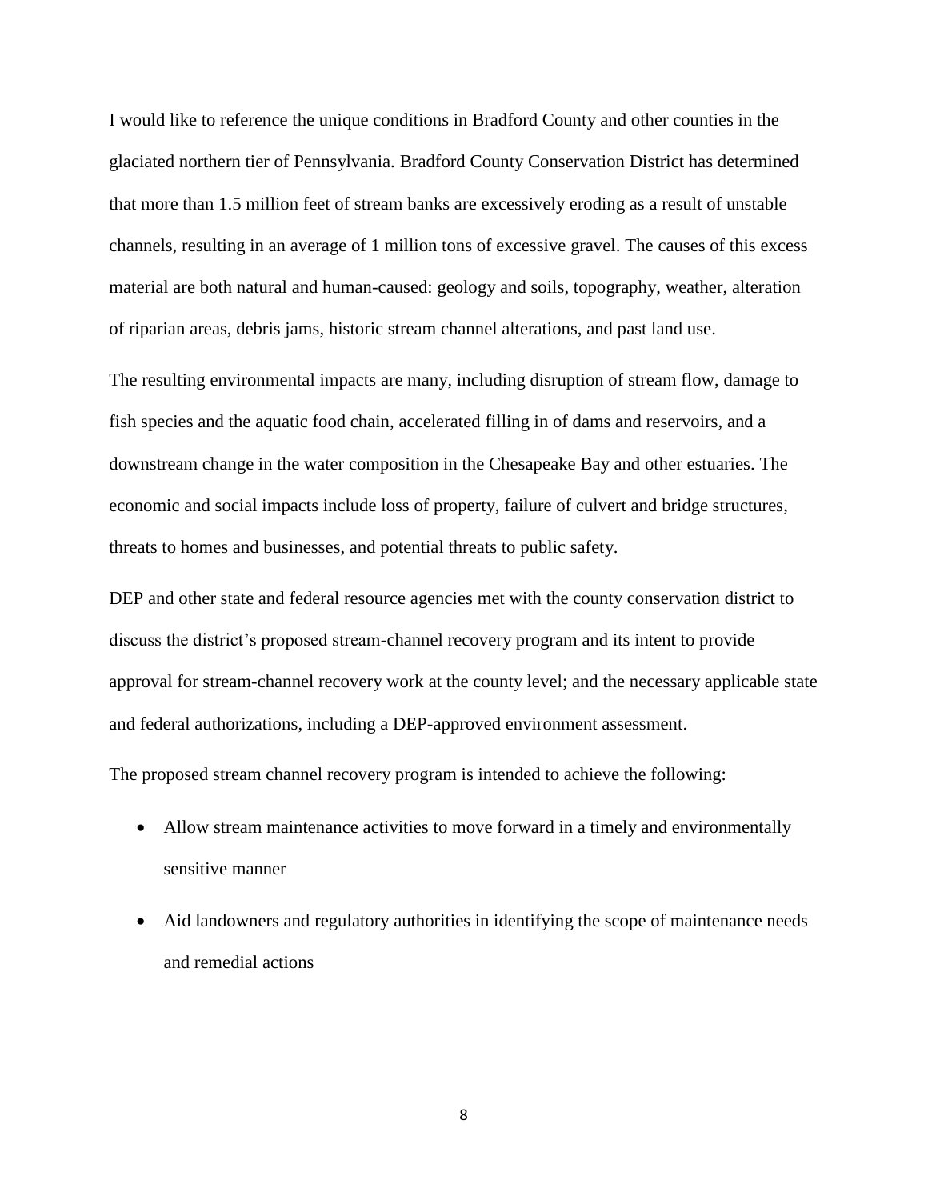I would like to reference the unique conditions in Bradford County and other counties in the glaciated northern tier of Pennsylvania. Bradford County Conservation District has determined that more than 1.5 million feet of stream banks are excessively eroding as a result of unstable channels, resulting in an average of 1 million tons of excessive gravel. The causes of this excess material are both natural and human-caused: geology and soils, topography, weather, alteration of riparian areas, debris jams, historic stream channel alterations, and past land use.

The resulting environmental impacts are many, including disruption of stream flow, damage to fish species and the aquatic food chain, accelerated filling in of dams and reservoirs, and a downstream change in the water composition in the Chesapeake Bay and other estuaries. The economic and social impacts include loss of property, failure of culvert and bridge structures, threats to homes and businesses, and potential threats to public safety.

DEP and other state and federal resource agencies met with the county conservation district to discuss the district's proposed stream-channel recovery program and its intent to provide approval for stream-channel recovery work at the county level; and the necessary applicable state and federal authorizations, including a DEP-approved environment assessment.

The proposed stream channel recovery program is intended to achieve the following:

- Allow stream maintenance activities to move forward in a timely and environmentally sensitive manner
- Aid landowners and regulatory authorities in identifying the scope of maintenance needs and remedial actions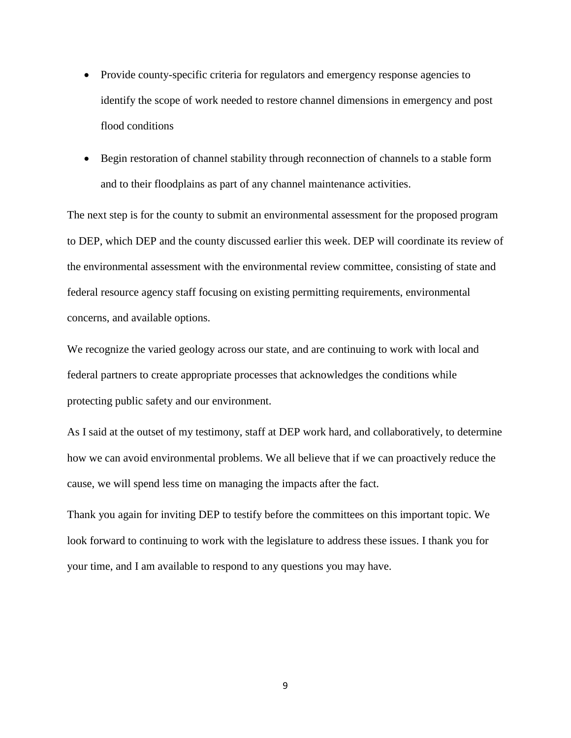- Provide county-specific criteria for regulators and emergency response agencies to identify the scope of work needed to restore channel dimensions in emergency and post flood conditions
- Begin restoration of channel stability through reconnection of channels to a stable form and to their floodplains as part of any channel maintenance activities.

The next step is for the county to submit an environmental assessment for the proposed program to DEP, which DEP and the county discussed earlier this week. DEP will coordinate its review of the environmental assessment with the environmental review committee, consisting of state and federal resource agency staff focusing on existing permitting requirements, environmental concerns, and available options.

We recognize the varied geology across our state, and are continuing to work with local and federal partners to create appropriate processes that acknowledges the conditions while protecting public safety and our environment.

As I said at the outset of my testimony, staff at DEP work hard, and collaboratively, to determine how we can avoid environmental problems. We all believe that if we can proactively reduce the cause, we will spend less time on managing the impacts after the fact.

Thank you again for inviting DEP to testify before the committees on this important topic. We look forward to continuing to work with the legislature to address these issues. I thank you for your time, and I am available to respond to any questions you may have.